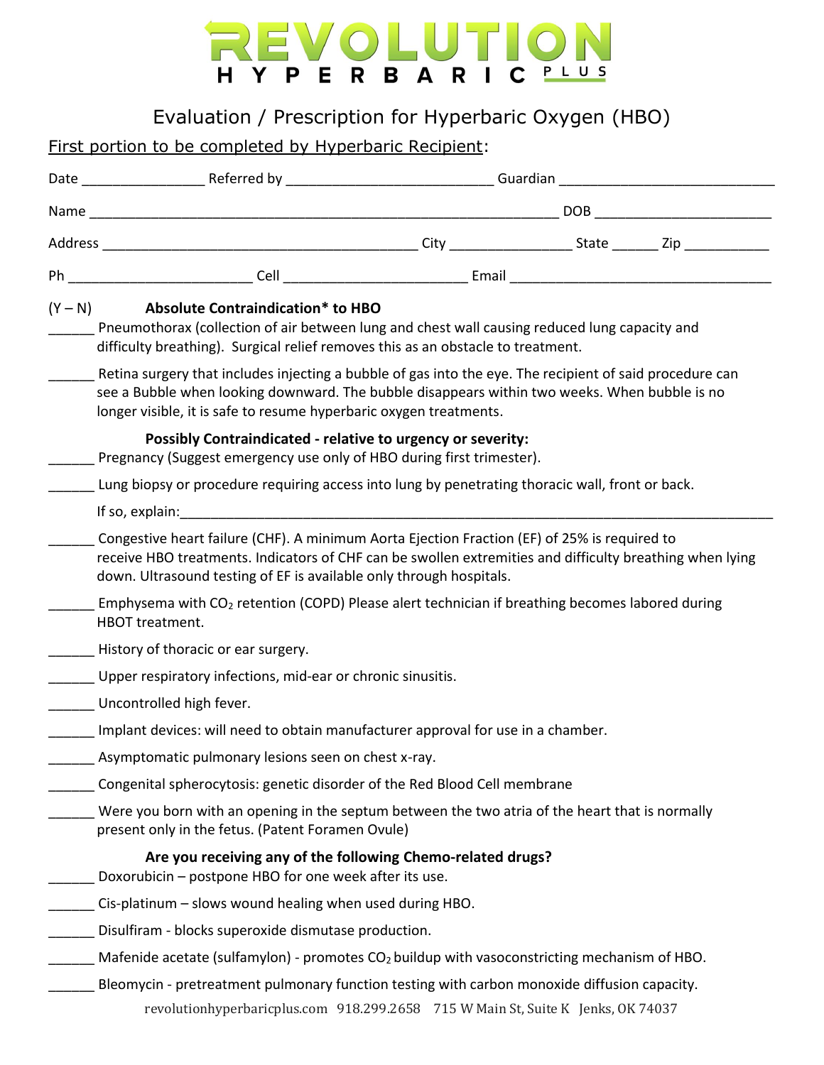# REVOLUTION HYPERBARIC PLUS

## Evaluation / Prescription for Hyperbaric Oxygen (HBO)

First portion to be completed by Hyperbaric Recipient:

Date ________________ Referred by ___________________________ Guardian ____________________________

Name ________________________________________________________________ DOB ________________________

Address __________________________________________ City ________________ State ______ Zip ___________

Ph ________________________ Cell ________________________ Email __________________________________

(Y – N) **Absolute Contraindication* to HBO**

______ Pneumothorax (collection of air between lung and chest wall causing reduced lung capacity and difficulty breathing). Surgical relief removes this as an obstacle to treatment.

______ Retina surgery that includes injecting a bubble of gas into the eye. The recipient of said procedure can see a Bubble when looking downward. The bubble disappears within two weeks. When bubble is no longer visible, it is safe to resume hyperbaric oxygen treatments.

**Possibly Contraindicated - relative to urgency or severity:**

______ Pregnancy (Suggest emergency use only of HBO during first trimester).

______ Lung biopsy or procedure requiring access into lung by penetrating thoracic wall, front or back.

If so, explain:_________________________________________________________________________________

______ Congestive heart failure (CHF). A minimum Aorta Ejection Fraction (EF) of 25% is required to receive HBO treatments. Indicators of CHF can be swollen extremities and difficulty breathing when lying down. Ultrasound testing of EF is available only through hospitals.

______ Emphysema with $CO_2$ retention (COPD) Please alert technician if breathing becomes labored during HBOT treatment.

______ History of thoracic or ear surgery.

______ Upper respiratory infections, mid-ear or chronic sinusitis.

______ Uncontrolled high fever.

______ Implant devices: will need to obtain manufacturer approval for use in a chamber.

______ Asymptomatic pulmonary lesions seen on chest x-ray.

______ Congenital spherocytosis: genetic disorder of the Red Blood Cell membrane

______ Were you born with an opening in the septum between the two atria of the heart that is normally present only in the fetus. (Patent Foramen Ovule)

**Are you receiving any of the following Chemo-related drugs?**

______ Doxorubicin – postpone HBO for one week after its use.

______ Cis-platinum – slows wound healing when used during HBO.

______ Disulfiram - blocks superoxide dismutase production.

______ Mafenide acetate (sulfamylon) - promotes $CO_2$ buildup with vasoconstricting mechanism of HBO.

______ Bleomycin - pretreatment pulmonary function testing with carbon monoxide diffusion capacity.

revolutionhyperbaricplus.com 918.299.2658 715 W Main St, Suite K Jenks, OK 74037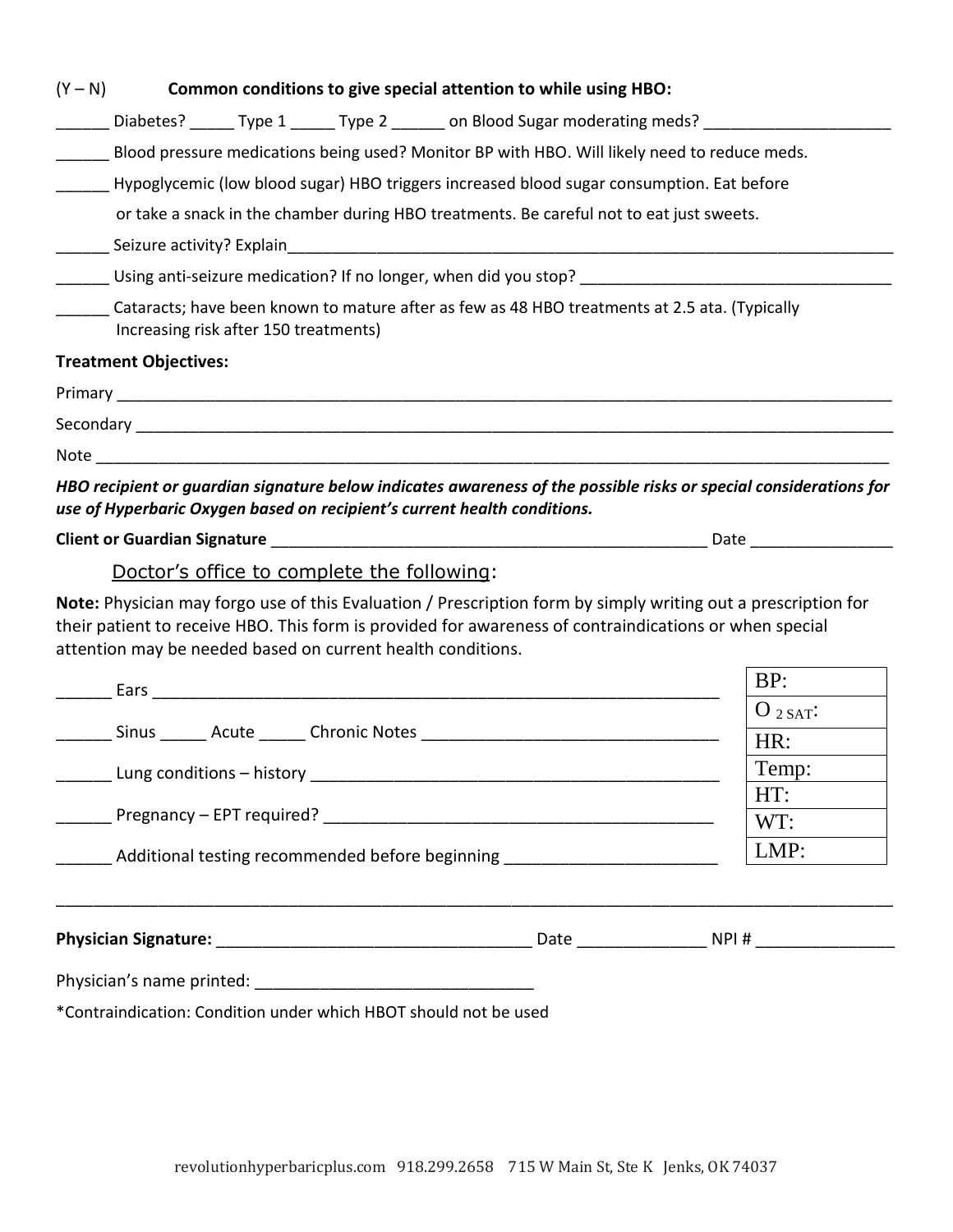(Y – N) **Common conditions to give special attention to while using HBO:**

______ Diabetes? _____ Type 1 _____ Type 2 ______ on Blood Sugar moderating meds? _____________________

______ Blood pressure medications being used? Monitor BP with HBO. Will likely need to reduce meds.

______ Hypoglycemic (low blood sugar) HBO triggers increased blood sugar consumption. Eat before or take a snack in the chamber during HBO treatments. Be careful not to eat just sweets.

______ Seizure activity? Explain_________________________________________________________________________

______ Using anti-seizure medication? If no longer, when did you stop? ___________________________________

______ Cataracts; have been known to mature after as few as 48 HBO treatments at 2.5 ata. (Typically Increasing risk after 150 treatments)

**Treatment Objectives:**

Primary ___________________________________________________________________________________________

Secondary _________________________________________________________________________________________

Note _____________________________________________________________________________________________

***HBO recipient or guardian signature below indicates awareness of the possible risks or special considerations for use of Hyperbaric Oxygen based on recipient's current health conditions.***

**Client or Guardian Signature** __________________________________________________ Date ________________

Doctor's office to complete the following:

**Note:** Physician may forgo use of this Evaluation / Prescription form by simply writing out a prescription for their patient to receive HBO. This form is provided for awareness of contraindications or when special attention may be needed based on current health conditions.

______ Ears ________________________________________________________________

______ Sinus _____ Acute _____ Chronic Notes ________________________________

______ Lung conditions – history _______________________________________________

______ Pregnancy – EPT required? ______________________________________________

______ Additional testing recommended before beginning _______________________

| |
|---|
| BP: |
| $O_{2\ SAT}$: |
| HR: |
| Temp: |
| HT: |
| WT: |
| LMP: |

_________________________________________________________________________________________________

**Physician Signature:** ___________________________________ Date ______________ NPI # _______________

Physician's name printed: ______________________________

*Contraindication: Condition under which HBOT should not be used

revolutionhyperbaricplus.com 918.299.2658 715 W Main St, Ste K Jenks, OK 74037